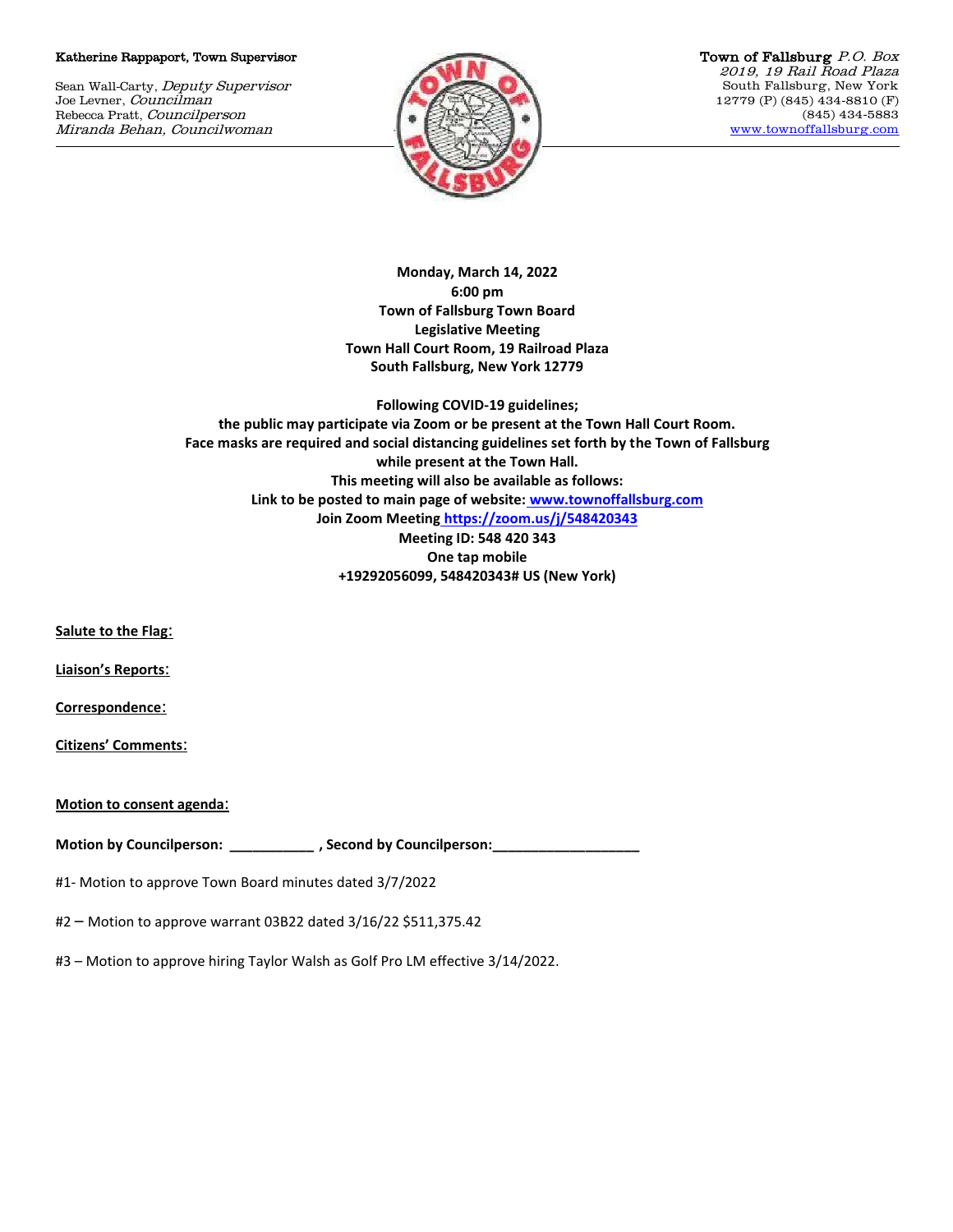Katherine Rappaport, Town Supervisor

Sean Wall-Carty, *Deputy Supervisor*
Joe Levner, *Councilman*
Rebecca Pratt, *Councilperson*
*Miranda Behan, Councilwoman*

Town of Fallsburg *P.O. Box 2019, 19 Rail Road Plaza*
South Fallsburg, New York
12779 (P) (845) 434-8810 (F)
(845) 434-5883
www.townoffallsburg.com

**Monday, March 14, 2022**
**6:00 pm**
**Town of Fallsburg Town Board**
**Legislative Meeting**
**Town Hall Court Room, 19 Railroad Plaza**
**South Fallsburg, New York 12779**

**Following COVID-19 guidelines;**
**the public may participate via Zoom or be present at the Town Hall Court Room.**
**Face masks are required and social distancing guidelines set forth by the Town of Fallsburg while present at the Town Hall.**
**This meeting will also be available as follows:**
**Link to be posted to main page of website: www.townoffallsburg.com**
**Join Zoom Meeting https://zoom.us/j/548420343**
**Meeting ID: 548 420 343**
**One tap mobile**
**+19292056099, 548420343# US (New York)**

**Salute to the Flag**:

**Liaison's Reports**:

**Correspondence**:

**Citizens' Comments**:

**Motion to consent agenda**:

**Motion by Councilperson: ___________ , Second by Councilperson:___________________**

#1- Motion to approve Town Board minutes dated 3/7/2022

#2 – Motion to approve warrant 03B22 dated 3/16/22 $511,375.42

#3 – Motion to approve hiring Taylor Walsh as Golf Pro LM effective 3/14/2022.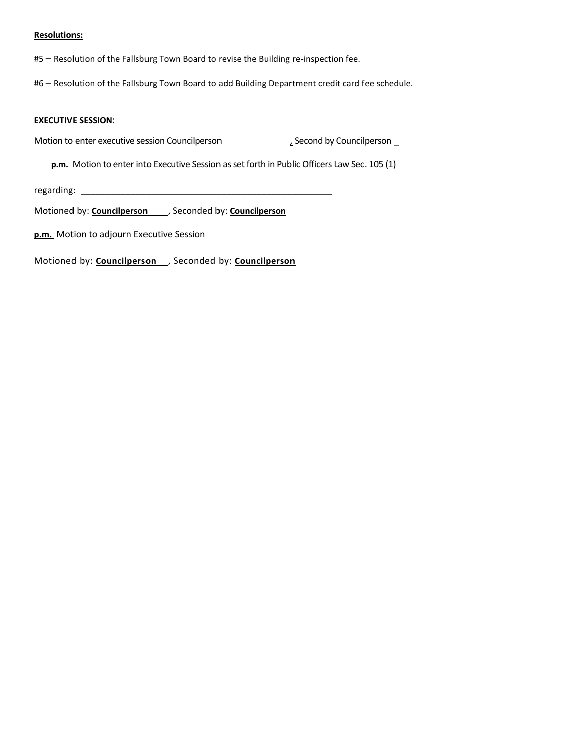**Resolutions:**

#5 – Resolution of the Fallsburg Town Board to revise the Building re-inspection fee.

#6 – Resolution of the Fallsburg Town Board to add Building Department credit card fee schedule.

**EXECUTIVE SESSION**:

Motion to enter executive session Councilperson , Second by Councilperson _

**p.m.** Motion to enter into Executive Session as set forth in Public Officers Law Sec. 105 (1)

regarding: _____________________________________________________

Motioned by: **Councilperson** , Seconded by: **Councilperson**

**p.m.** Motion to adjourn Executive Session

Motioned by: **Councilperson** , Seconded by: **Councilperson**